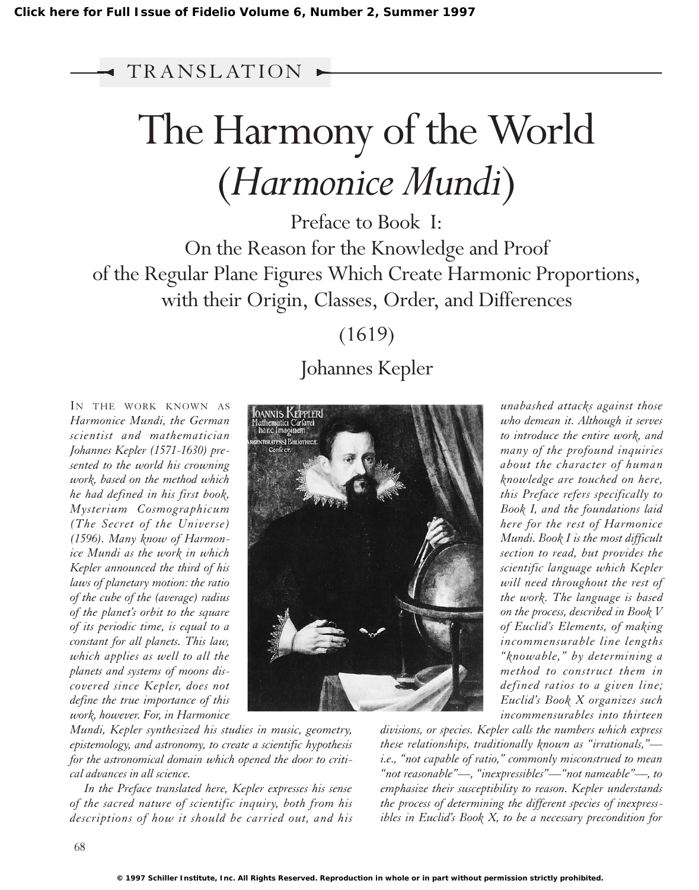# TRANSLATION

# The Harmony of the World (*Harmonice Mundi*)

## Preface to Book I: On the Reason for the Knowledge and Proof of the Regular Plane Figures Which Create Harmonic Proportions, with their Origin, Classes, Order, and Differences

## (1619)

## Johannes Kepler

*In the work known as Harmonice Mundi, the German scientist and mathematician Johannes Kepler (1571-1630) presented to the world his crowning work, based on the method which he had defined in his first book, Mysterium Cosmographicum (The Secret of the Universe) (1596). Many know of Harmonice Mundi as the work in which Kepler announced the third of his laws of planetary motion: the ratio of the cube of the (average) radius of the planet's orbit to the square of its periodic time, is equal to a constant for all planets. This law, which applies as well to all the planets and systems of moons discovered since Kepler, does not define the true importance of this work, however. For, in Harmonice Mundi, Kepler synthesized his studies in music, geometry, epistemology, and astronomy, to create a scientific hypothesis for the astronomical domain which opened the door to critical advances in all science.*

*In the Preface translated here, Kepler expresses his sense of the sacred nature of scientific inquiry, both from his descriptions of how it should be carried out, and his unabashed attacks against those who demean it. Although it serves to introduce the entire work, and many of the profound inquiries about the character of human knowledge are touched on here, this Preface refers specifically to Book I, and the foundations laid here for the rest of Harmonice Mundi. Book I is the most difficult section to read, but provides the scientific language which Kepler will need throughout the rest of the work. The language is based on the process, described in Book V of Euclid's Elements, of making incommensurable line lengths "knowable," by determining a method to construct them in defined ratios to a given line; Euclid's Book X organizes such incommensurables into thirteen divisions, or species. Kepler calls the numbers which express these relationships, traditionally known as "irrationals,"—i.e., "not capable of ratio," commonly misconstrued to mean "not reasonable"—, "inexpressibles"—"not nameable"—, to emphasize their susceptibility to reason. Kepler understands the process of determining the different species of inexpressibles in Euclid's Book X, to be a necessary precondition for*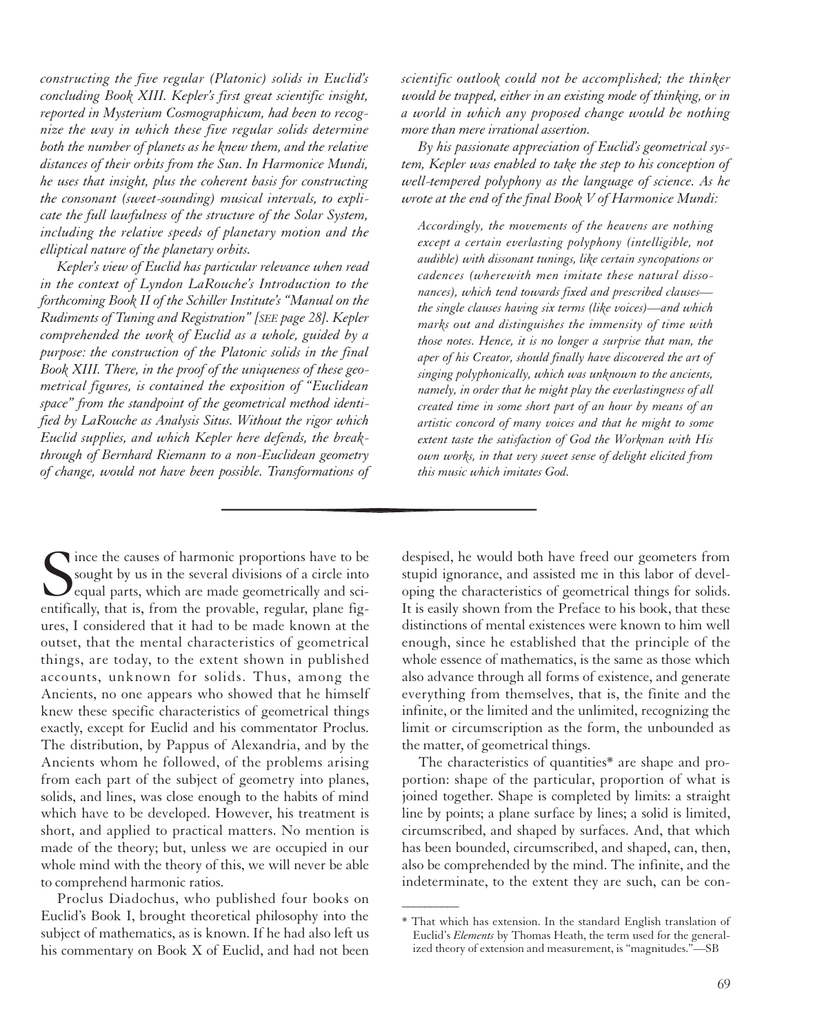*constructing the five regular (Platonic) solids in Euclid's concluding Book XIII. Kepler's first great scientific insight, reported in Mysterium Cosmographicum, had been to recognize the way in which these five regular solids determine both the number of planets as he knew them, and the relative distances of their orbits from the Sun. In Harmonice Mundi, he uses that insight, plus the coherent basis for constructing the consonant (sweet-sounding) musical intervals, to explicate the full lawfulness of the structure of the Solar System, including the relative speeds of planetary motion and the elliptical nature of the planetary orbits.*

*Kepler's view of Euclid has particular relevance when read in the context of Lyndon LaRouche's Introduction to the forthcoming Book II of the Schiller Institute's "Manual on the Rudiments of Tuning and Registration" [SEE page 28]. Kepler comprehended the work of Euclid as a whole, guided by a purpose: the construction of the Platonic solids in the final Book XIII. There, in the proof of the uniqueness of these geometrical figures, is contained the exposition of "Euclidean space" from the standpoint of the geometrical method identified by LaRouche as Analysis Situs. Without the rigor which Euclid supplies, and which Kepler here defends, the breakthrough of Bernhard Riemann to a non-Euclidean geometry of change, would not have been possible. Transformations of scientific outlook could not be accomplished; the thinker would be trapped, either in an existing mode of thinking, or in a world in which any proposed change would be nothing more than mere irrational assertion.*

*By his passionate appreciation of Euclid's geometrical system, Kepler was enabled to take the step to his conception of well-tempered polyphony as the language of science. As he wrote at the end of the final Book V of Harmonice Mundi:*

> *Accordingly, the movements of the heavens are nothing except a certain everlasting polyphony (intelligible, not audible) with dissonant tunings, like certain syncopations or cadences (wherewith men imitate these natural dissonances), which tend towards fixed and prescribed clauses—the single clauses having six terms (like voices)—and which marks out and distinguishes the immensity of time with those notes. Hence, it is no longer a surprise that man, the aper of his Creator, should finally have discovered the art of singing polyphonically, which was unknown to the ancients, namely, in order that he might play the everlastingness of all created time in some short part of an hour by means of an artistic concord of many voices and that he might to some extent taste the satisfaction of God the Workman with His own works, in that very sweet sense of delight elicited from this music which imitates God.*

---

Since the causes of harmonic proportions have to be sought by us in the several divisions of a circle into equal parts, which are made geometrically and scientifically, that is, from the provable, regular, plane figures, I considered that it had to be made known at the outset, that the mental characteristics of geometrical things, are today, to the extent shown in published accounts, unknown for solids. Thus, among the Ancients, no one appears who showed that he himself knew these specific characteristics of geometrical things exactly, except for Euclid and his commentator Proclus. The distribution, by Pappus of Alexandria, and by the Ancients whom he followed, of the problems arising from each part of the subject of geometry into planes, solids, and lines, was close enough to the habits of mind which have to be developed. However, his treatment is short, and applied to practical matters. No mention is made of the theory; but, unless we are occupied in our whole mind with the theory of this, we will never be able to comprehend harmonic ratios.

Proclus Diadochus, who published four books on Euclid's Book I, brought theoretical philosophy into the subject of mathematics, as is known. If he had also left us his commentary on Book X of Euclid, and had not been despised, he would both have freed our geometers from stupid ignorance, and assisted me in this labor of developing the characteristics of geometrical things for solids. It is easily shown from the Preface to his book, that these distinctions of mental existences were known to him well enough, since he established that the principle of the whole essence of mathematics, is the same as those which also advance through all forms of existence, and generate everything from themselves, that is, the finite and the infinite, or the limited and the unlimited, recognizing the limit or circumscription as the form, the unbounded as the matter, of geometrical things.

The characteristics of quantities* are shape and proportion: shape of the particular, proportion of what is joined together. Shape is completed by limits: a straight line by points; a plane surface by lines; a solid is limited, circumscribed, and shaped by surfaces. And, that which has been bounded, circumscribed, and shaped, can, then, also be comprehended by the mind. The infinite, and the indeterminate, to the extent they are such, can be con-

---

* That which has extension. In the standard English translation of Euclid's *Elements* by Thomas Heath, the term used for the generalized theory of extension and measurement, is "magnitudes."—SB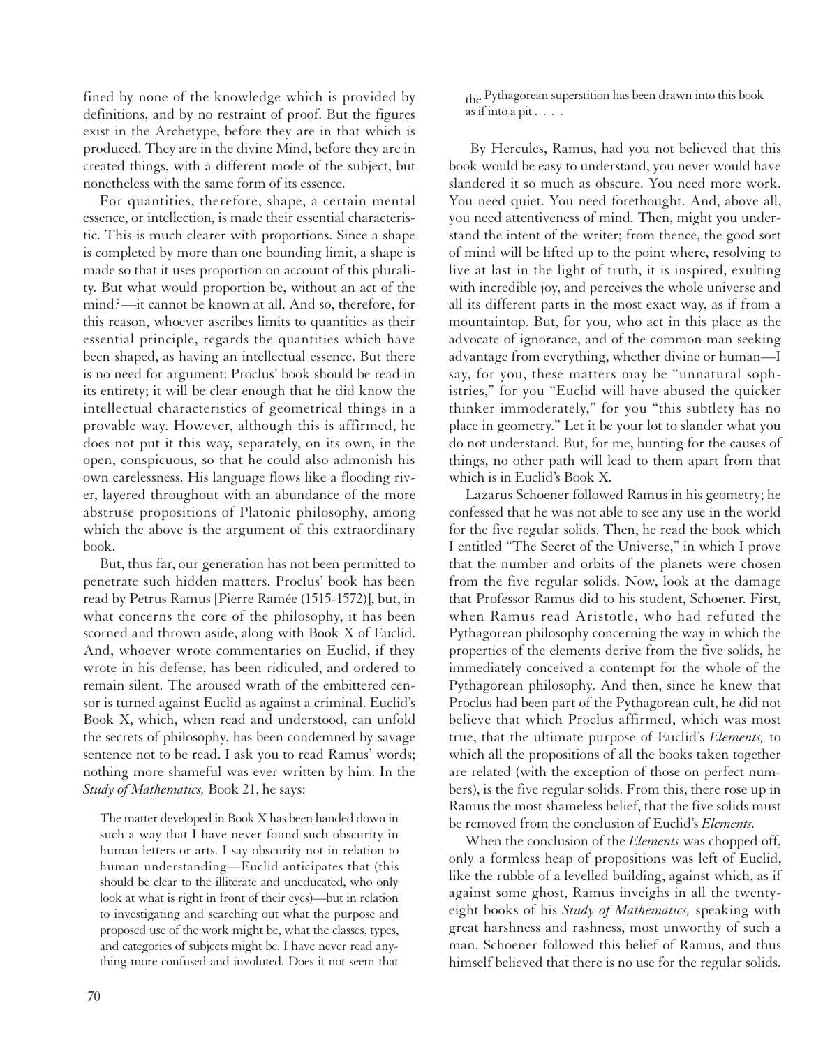fined by none of the knowledge which is provided by definitions, and by no restraint of proof. But the figures exist in the Archetype, before they are in that which is produced. They are in the divine Mind, before they are in created things, with a different mode of the subject, but nonetheless with the same form of its essence.

For quantities, therefore, shape, a certain mental essence, or intellection, is made their essential characteristic. This is much clearer with proportions. Since a shape is completed by more than one bounding limit, a shape is made so that it uses proportion on account of this plurality. But what would proportion be, without an act of the mind?—it cannot be known at all. And so, therefore, for this reason, whoever ascribes limits to quantities as their essential principle, regards the quantities which have been shaped, as having an intellectual essence. But there is no need for argument: Proclus' book should be read in its entirety; it will be clear enough that he did know the intellectual characteristics of geometrical things in a provable way. However, although this is affirmed, he does not put it this way, separately, on its own, in the open, conspicuous, so that he could also admonish his own carelessness. His language flows like a flooding river, layered throughout with an abundance of the more abstruse propositions of Platonic philosophy, among which the above is the argument of this extraordinary book.

But, thus far, our generation has not been permitted to penetrate such hidden matters. Proclus' book has been read by Petrus Ramus [Pierre Ramée (1515-1572)], but, in what concerns the core of the philosophy, it has been scorned and thrown aside, along with Book X of Euclid. And, whoever wrote commentaries on Euclid, if they wrote in his defense, has been ridiculed, and ordered to remain silent. The aroused wrath of the embittered censor is turned against Euclid as against a criminal. Euclid's Book X, which, when read and understood, can unfold the secrets of philosophy, has been condemned by savage sentence not to be read. I ask you to read Ramus' words; nothing more shameful was ever written by him. In the *Study of Mathematics,* Book 21, he says:

> The matter developed in Book X has been handed down in such a way that I have never found such obscurity in human letters or arts. I say obscurity not in relation to human understanding—Euclid anticipates that (this should be clear to the illiterate and uneducated, who only look at what is right in front of their eyes)—but in relation to investigating and searching out what the purpose and proposed use of the work might be, what the classes, types, and categories of subjects might be. I have never read anything more confused and involuted. Does it not seem that the Pythagorean superstition has been drawn into this book as if into a pit . . . .

By Hercules, Ramus, had you not believed that this book would be easy to understand, you never would have slandered it so much as obscure. You need more work. You need quiet. You need forethought. And, above all, you need attentiveness of mind. Then, might you understand the intent of the writer; from thence, the good sort of mind will be lifted up to the point where, resolving to live at last in the light of truth, it is inspired, exulting with incredible joy, and perceives the whole universe and all its different parts in the most exact way, as if from a mountaintop. But, for you, who act in this place as the advocate of ignorance, and of the common man seeking advantage from everything, whether divine or human—I say, for you, these matters may be "unnatural sophistries," for you "Euclid will have abused the quicker thinker immoderately," for you "this subtlety has no place in geometry." Let it be your lot to slander what you do not understand. But, for me, hunting for the causes of things, no other path will lead to them apart from that which is in Euclid's Book X.

Lazarus Schoener followed Ramus in his geometry; he confessed that he was not able to see any use in the world for the five regular solids. Then, he read the book which I entitled "The Secret of the Universe," in which I prove that the number and orbits of the planets were chosen from the five regular solids. Now, look at the damage that Professor Ramus did to his student, Schoener. First, when Ramus read Aristotle, who had refuted the Pythagorean philosophy concerning the way in which the properties of the elements derive from the five solids, he immediately conceived a contempt for the whole of the Pythagorean philosophy. And then, since he knew that Proclus had been part of the Pythagorean cult, he did not believe that which Proclus affirmed, which was most true, that the ultimate purpose of Euclid's *Elements,* to which all the propositions of all the books taken together are related (with the exception of those on perfect numbers), is the five regular solids. From this, there rose up in Ramus the most shameless belief, that the five solids must be removed from the conclusion of Euclid's *Elements.*

When the conclusion of the *Elements* was chopped off, only a formless heap of propositions was left of Euclid, like the rubble of a levelled building, against which, as if against some ghost, Ramus inveighs in all the twenty-eight books of his *Study of Mathematics,* speaking with great harshness and rashness, most unworthy of such a man. Schoener followed this belief of Ramus, and thus himself believed that there is no use for the regular solids.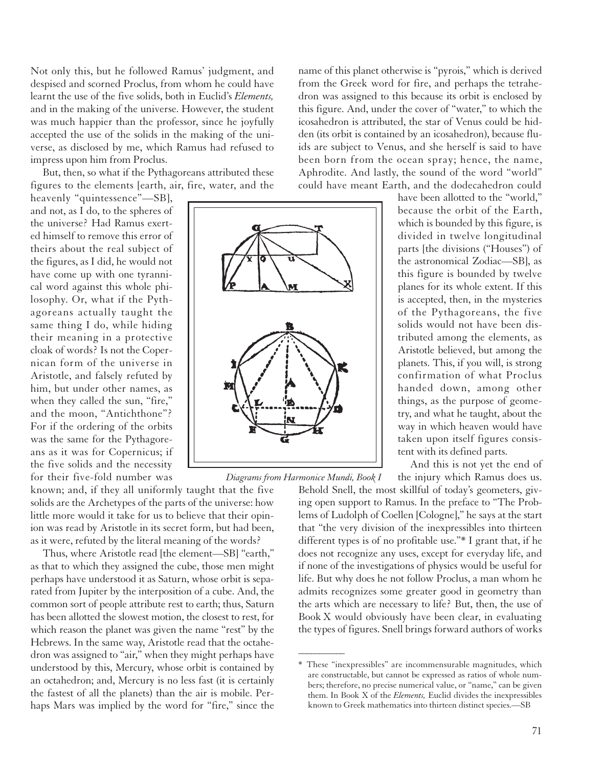Not only this, but he followed Ramus' judgment, and despised and scorned Proclus, from whom he could have learnt the use of the five solids, both in Euclid's *Elements,* and in the making of the universe. However, the student was much happier than the professor, since he joyfully accepted the use of the solids in the making of the universe, as disclosed by me, which Ramus had refused to impress upon him from Proclus.

But, then, so what if the Pythagoreans attributed these figures to the elements [earth, air, fire, water, and the heavenly "quintessence"—SB], and not, as I do, to the spheres of the universe? Had Ramus exerted himself to remove this error of theirs about the real subject of the figures, as I did, he would not have come up with one tyrannical word against this whole philosophy. Or, what if the Pythagoreans actually taught the same thing I do, while hiding their meaning in a protective cloak of words? Is not the Copernican form of the universe in Aristotle, and falsely refuted by him, but under other names, as when they called the sun, "fire," and the moon, "Antichthone"? For if the ordering of the orbits was the same for the Pythagoreans as it was for Copernicus; if the five solids and the necessity for their five-fold number was known; and, if they all uniformly taught that the five solids are the Archetypes of the parts of the universe: how little more would it take for us to believe that their opinion was read by Aristotle in its secret form, but had been, as it were, refuted by the literal meaning of the words?

Thus, where Aristotle read [the element—SB] "earth," as that to which they assigned the cube, those men might perhaps have understood it as Saturn, whose orbit is separated from Jupiter by the interposition of a cube. And, the common sort of people attribute rest to earth; thus, Saturn has been allotted the slowest motion, the closest to rest, for which reason the planet was given the name "rest" by the Hebrews. In the same way, Aristotle read that the octahedron was assigned to "air," when they might perhaps have understood by this, Mercury, whose orbit is contained by an octahedron; and, Mercury is no less fast (it is certainly the fastest of all the planets) than the air is mobile. Perhaps Mars was implied by the word for "fire," since the name of this planet otherwise is "pyrois," which is derived from the Greek word for fire, and perhaps the tetrahedron was assigned to this because its orbit is enclosed by this figure. And, under the cover of "water," to which the icosahedron is attributed, the star of Venus could be hidden (its orbit is contained by an icosahedron), because fluids are subject to Venus, and she herself is said to have been born from the ocean spray; hence, the name, Aphrodite. And lastly, the sound of the word "world" could have meant Earth, and the dodecahedron could have been allotted to the "world," because the orbit of the Earth, which is bounded by this figure, is divided in twelve longitudinal parts [the divisions ("Houses") of the astronomical Zodiac—SB], as this figure is bounded by twelve planes for its whole extent. If this is accepted, then, in the mysteries of the Pythagoreans, the five solids would not have been distributed among the elements, as Aristotle believed, but among the planets. This, if you will, is strong confirmation of what Proclus handed down, among other things, as the purpose of geometry, and what he taught, about the way in which heaven would have taken upon itself figures consistent with its defined parts.

*Diagrams from Harmonice Mundi, Book I*

And this is not yet the end of the injury which Ramus does us. Behold Snell, the most skillful of today's geometers, giving open support to Ramus. In the preface to "The Problems of Ludolph of Coellen [Cologne]," he says at the start that "the very division of the inexpressibles into thirteen different types is of no profitable use."* I grant that, if he does not recognize any uses, except for everyday life, and if none of the investigations of physics would be useful for life. But why does he not follow Proclus, a man whom he admits recognizes some greater good in geometry than the arts which are necessary to life? But, then, the use of Book X would obviously have been clear, in evaluating the types of figures. Snell brings forward authors of works

---

\* These "inexpressibles" are incommensurable magnitudes, which are constructable, but cannot be expressed as ratios of whole numbers; therefore, no precise numerical value, or "name," can be given them. In Book X of the *Elements,* Euclid divides the inexpressibles known to Greek mathematics into thirteen distinct species.—SB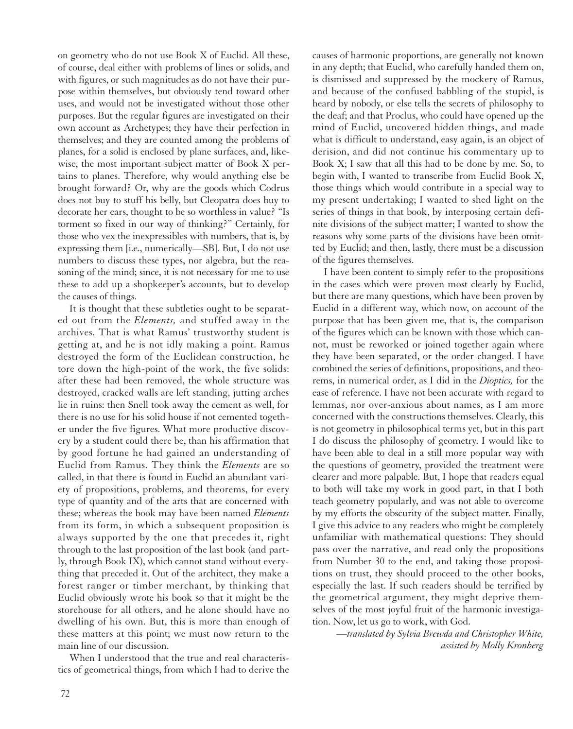on geometry who do not use Book X of Euclid. All these, of course, deal either with problems of lines or solids, and with figures, or such magnitudes as do not have their purpose within themselves, but obviously tend toward other uses, and would not be investigated without those other purposes. But the regular figures are investigated on their own account as Archetypes; they have their perfection in themselves; and they are counted among the problems of planes, for a solid is enclosed by plane surfaces, and, likewise, the most important subject matter of Book X pertains to planes. Therefore, why would anything else be brought forward? Or, why are the goods which Codrus does not buy to stuff his belly, but Cleopatra does buy to decorate her ears, thought to be so worthless in value? "Is torment so fixed in our way of thinking?" Certainly, for those who vex the inexpressibles with numbers, that is, by expressing them [i.e., numerically—SB]. But, I do not use numbers to discuss these types, nor algebra, but the reasoning of the mind; since, it is not necessary for me to use these to add up a shopkeeper's accounts, but to develop the causes of things.

It is thought that these subtleties ought to be separated out from the *Elements,* and stuffed away in the archives. That is what Ramus' trustworthy student is getting at, and he is not idly making a point. Ramus destroyed the form of the Euclidean construction, he tore down the high-point of the work, the five solids: after these had been removed, the whole structure was destroyed, cracked walls are left standing, jutting arches lie in ruins: then Snell took away the cement as well, for there is no use for his solid house if not cemented together under the five figures. What more productive discovery by a student could there be, than his affirmation that by good fortune he had gained an understanding of Euclid from Ramus. They think the *Elements* are so called, in that there is found in Euclid an abundant variety of propositions, problems, and theorems, for every type of quantity and of the arts that are concerned with these; whereas the book may have been named *Elements* from its form, in which a subsequent proposition is always supported by the one that precedes it, right through to the last proposition of the last book (and partly, through Book IX), which cannot stand without everything that preceded it. Out of the architect, they make a forest ranger or timber merchant, by thinking that Euclid obviously wrote his book so that it might be the storehouse for all others, and he alone should have no dwelling of his own. But, this is more than enough of these matters at this point; we must now return to the main line of our discussion.

When I understood that the true and real characteristics of geometrical things, from which I had to derive the causes of harmonic proportions, are generally not known in any depth; that Euclid, who carefully handed them on, is dismissed and suppressed by the mockery of Ramus, and because of the confused babbling of the stupid, is heard by nobody, or else tells the secrets of philosophy to the deaf; and that Proclus, who could have opened up the mind of Euclid, uncovered hidden things, and made what is difficult to understand, easy again, is an object of derision, and did not continue his commentary up to Book X; I saw that all this had to be done by me. So, to begin with, I wanted to transcribe from Euclid Book X, those things which would contribute in a special way to my present undertaking; I wanted to shed light on the series of things in that book, by interposing certain definite divisions of the subject matter; I wanted to show the reasons why some parts of the divisions have been omitted by Euclid; and then, lastly, there must be a discussion of the figures themselves.

I have been content to simply refer to the propositions in the cases which were proven most clearly by Euclid, but there are many questions, which have been proven by Euclid in a different way, which now, on account of the purpose that has been given me, that is, the comparison of the figures which can be known with those which cannot, must be reworked or joined together again where they have been separated, or the order changed. I have combined the series of definitions, propositions, and theorems, in numerical order, as I did in the *Dioptics,* for the ease of reference. I have not been accurate with regard to lemmas, nor over-anxious about names, as I am more concerned with the constructions themselves. Clearly, this is not geometry in philosophical terms yet, but in this part I do discuss the philosophy of geometry. I would like to have been able to deal in a still more popular way with the questions of geometry, provided the treatment were clearer and more palpable. But, I hope that readers equal to both will take my work in good part, in that I both teach geometry popularly, and was not able to overcome by my efforts the obscurity of the subject matter. Finally, I give this advice to any readers who might be completely unfamiliar with mathematical questions: They should pass over the narrative, and read only the propositions from Number 30 to the end, and taking those propositions on trust, they should proceed to the other books, especially the last. If such readers should be terrified by the geometrical argument, they might deprive themselves of the most joyful fruit of the harmonic investigation. Now, let us go to work, with God.

*—translated by Sylvia Brewda and Christopher White, assisted by Molly Kronberg*